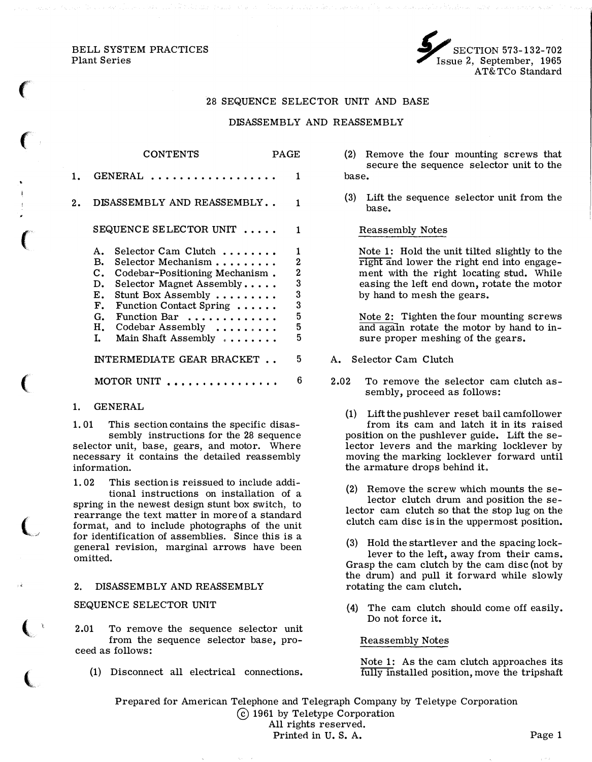BELL SYSTEM PRACTICES
Plant Series

SECTION 573-132-702
Issue 2, September, 1965
AT&TCo Standard

# 28 SEQUENCE SELECTOR UNIT AND BASE

# DISASSEMBLY AND REASSEMBLY

| CONTENTS | PAGE |
|---|---|
| 1. GENERAL | 1 |
| 2. DISASSEMBLY AND REASSEMBLY | 1 |
| SEQUENCE SELECTOR UNIT | 1 |
| A. Selector Cam Clutch | 1 |
| B. Selector Mechanism | 2 |
| C. Codebar-Positioning Mechanism | 2 |
| D. Selector Magnet Assembly | 3 |
| E. Stunt Box Assembly | 3 |
| F. Function Contact Spring | 3 |
| G. Function Bar | 5 |
| H. Codebar Assembly | 5 |
| I. Main Shaft Assembly | 5 |
| INTERMEDIATE GEAR BRACKET | 5 |
| MOTOR UNIT | 6 |

## 1. GENERAL

1.01 This section contains the specific disassembly instructions for the 28 sequence selector unit, base, gears, and motor. Where necessary it contains the detailed reassembly information.

1.02 This section is reissued to include additional instructions on installation of a spring in the newest design stunt box switch, to rearrange the text matter in more of a standard format, and to include photographs of the unit for identification of assemblies. Since this is a general revision, marginal arrows have been omitted.

## 2. DISASSEMBLY AND REASSEMBLY

### SEQUENCE SELECTOR UNIT

2.01 To remove the sequence selector unit from the sequence selector base, proceed as follows:

(1) Disconnect all electrical connections.

(2) Remove the four mounting screws that secure the sequence selector unit to the base.

(3) Lift the sequence selector unit from the base.

Reassembly Notes

Note 1: Hold the unit tilted slightly to the right and lower the right end into engagement with the right locating stud. While easing the left end down, rotate the motor by hand to mesh the gears.

Note 2: Tighten the four mounting screws and again rotate the motor by hand to insure proper meshing of the gears.

### A. Selector Cam Clutch

2.02 To remove the selector cam clutch assembly, proceed as follows:

(1) Lift the pushlever reset bail camfollower from its cam and latch it in its raised position on the pushlever guide. Lift the selector levers and the marking locklever by moving the marking locklever forward until the armature drops behind it.

(2) Remove the screw which mounts the selector clutch drum and position the selector cam clutch so that the stop lug on the clutch cam disc is in the uppermost position.

(3) Hold the startlever and the spacing locklever to the left, away from their cams. Grasp the cam clutch by the cam disc (not by the drum) and pull it forward while slowly rotating the cam clutch.

(4) The cam clutch should come off easily. Do not force it.

Reassembly Notes

Note 1: As the cam clutch approaches its fully installed position, move the tripshaft

Prepared for American Telephone and Telegraph Company by Teletype Corporation
© 1961 by Teletype Corporation
All rights reserved.
Printed in U. S. A.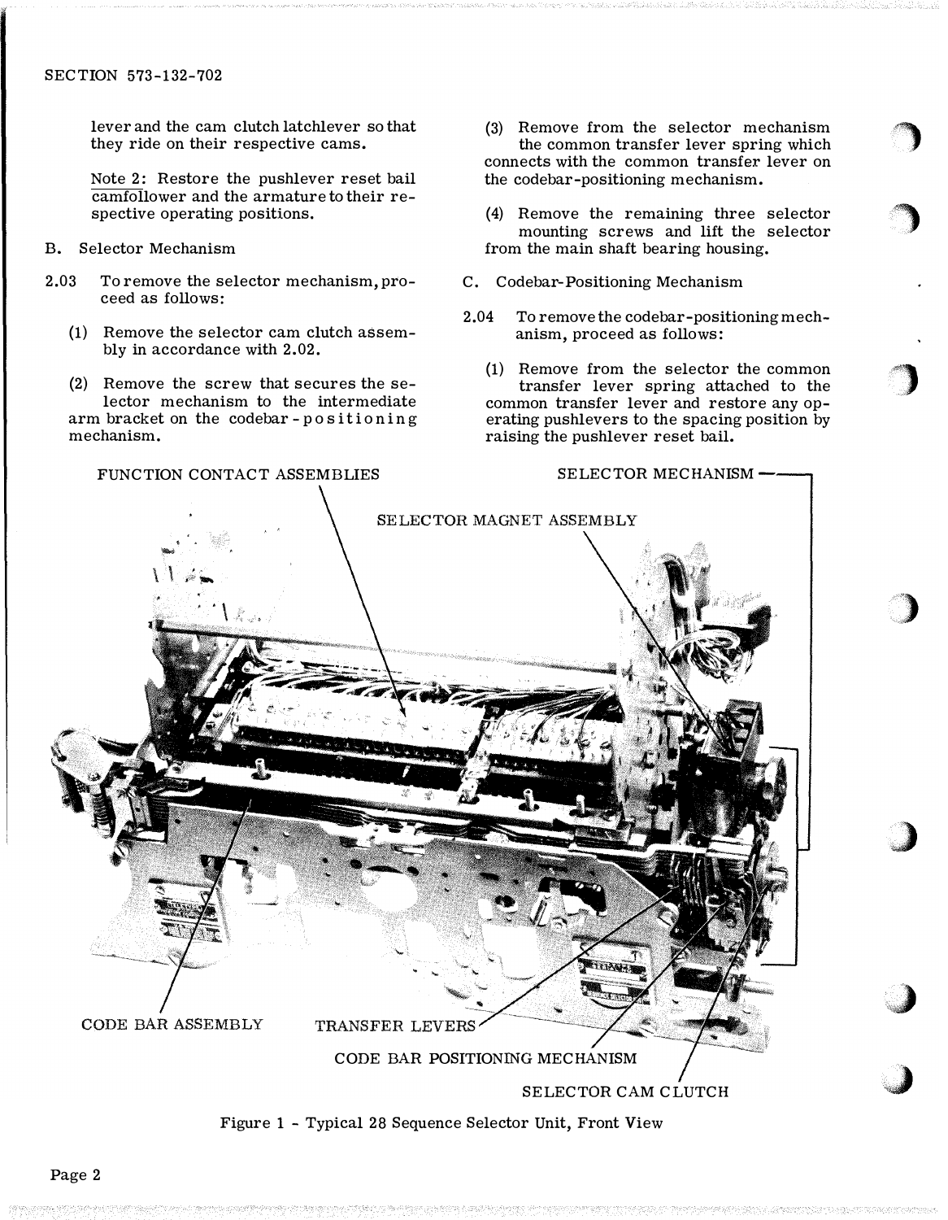lever and the cam clutch latchlever so that they ride on their respective cams.

Note 2: Restore the pushlever reset bail camfollower and the armature to their respective operating positions.

B. Selector Mechanism

2.03 To remove the selector mechanism, proceed as follows:

(1) Remove the selector cam clutch assembly in accordance with 2.02.

(2) Remove the screw that secures the selector mechanism to the intermediate arm bracket on the codebar-positioning mechanism.

(3) Remove from the selector mechanism the common transfer lever spring which connects with the common transfer lever on the codebar-positioning mechanism.

(4) Remove the remaining three selector mounting screws and lift the selector from the main shaft bearing housing.

C. Codebar-Positioning Mechanism

2.04 To remove the codebar-positioning mechanism, proceed as follows:

(1) Remove from the selector the common transfer lever spring attached to the common transfer lever and restore any operating pushlevers to the spacing position by raising the pushlever reset bail.

FUNCTION CONTACT ASSEMBLIES

SELECTOR MECHANISM

SELECTOR MAGNET ASSEMBLY

CODE BAR ASSEMBLY

TRANSFER LEVERS

CODE BAR POSITIONING MECHANISM

SELECTOR CAM CLUTCH

Figure 1 - Typical 28 Sequence Selector Unit, Front View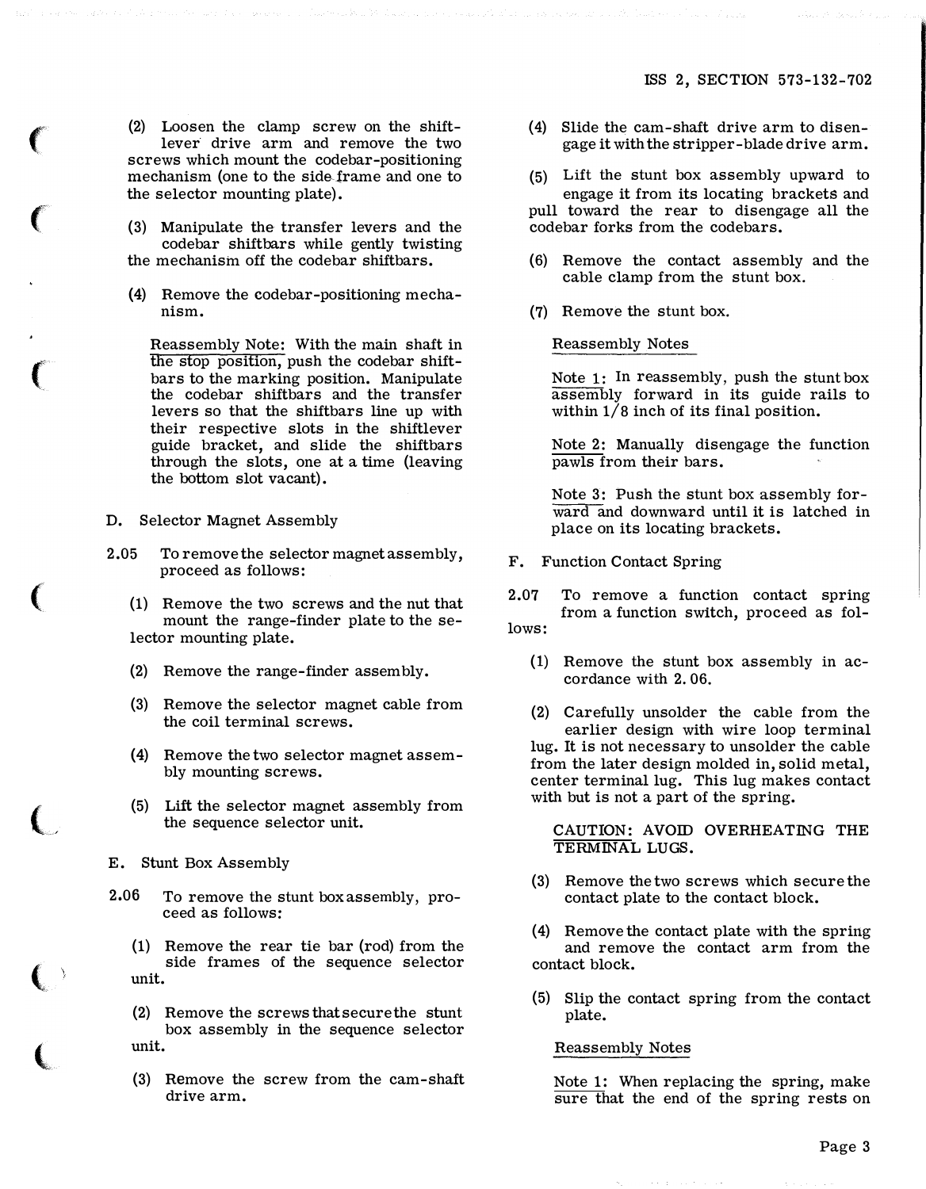(2) Loosen the clamp screw on the shiftlever drive arm and remove the two screws which mount the codebar-positioning mechanism (one to the side frame and one to the selector mounting plate).

(3) Manipulate the transfer levers and the codebar shiftbars while gently twisting the mechanism off the codebar shiftbars.

(4) Remove the codebar-positioning mechanism.

Reassembly Note: With the main shaft in the stop position, push the codebar shiftbars to the marking position. Manipulate the codebar shiftbars and the transfer levers so that the shiftbars line up with their respective slots in the shiftlever guide bracket, and slide the shiftbars through the slots, one at a time (leaving the bottom slot vacant).

D. Selector Magnet Assembly

2.05 To remove the selector magnet assembly, proceed as follows:

(1) Remove the two screws and the nut that mount the range-finder plate to the selector mounting plate.

(2) Remove the range-finder assembly.

(3) Remove the selector magnet cable from the coil terminal screws.

(4) Remove the two selector magnet assembly mounting screws.

(5) Lift the selector magnet assembly from the sequence selector unit.

E. Stunt Box Assembly

2.06 To remove the stunt box assembly, proceed as follows:

(1) Remove the rear tie bar (rod) from the side frames of the sequence selector unit.

(2) Remove the screws that secure the stunt box assembly in the sequence selector unit.

(3) Remove the screw from the cam-shaft drive arm.

(4) Slide the cam-shaft drive arm to disengage it with the stripper-blade drive arm.

(5) Lift the stunt box assembly upward to engage it from its locating brackets and pull toward the rear to disengage all the codebar forks from the codebars.

(6) Remove the contact assembly and the cable clamp from the stunt box.

(7) Remove the stunt box.

Reassembly Notes

Note 1: In reassembly, push the stunt box assembly forward in its guide rails to within 1/8 inch of its final position.

Note 2: Manually disengage the function pawls from their bars.

Note 3: Push the stunt box assembly forward and downward until it is latched in place on its locating brackets.

F. Function Contact Spring

2.07 To remove a function contact spring from a function switch, proceed as follows:

(1) Remove the stunt box assembly in accordance with 2.06.

(2) Carefully unsolder the cable from the earlier design with wire loop terminal lug. It is not necessary to unsolder the cable from the later design molded in, solid metal, center terminal lug. This lug makes contact with but is not a part of the spring.

CAUTION: AVOID OVERHEATING THE TERMINAL LUGS.

(3) Remove the two screws which secure the contact plate to the contact block.

(4) Remove the contact plate with the spring and remove the contact arm from the contact block.

(5) Slip the contact spring from the contact plate.

Reassembly Notes

Note 1: When replacing the spring, make sure that the end of the spring rests on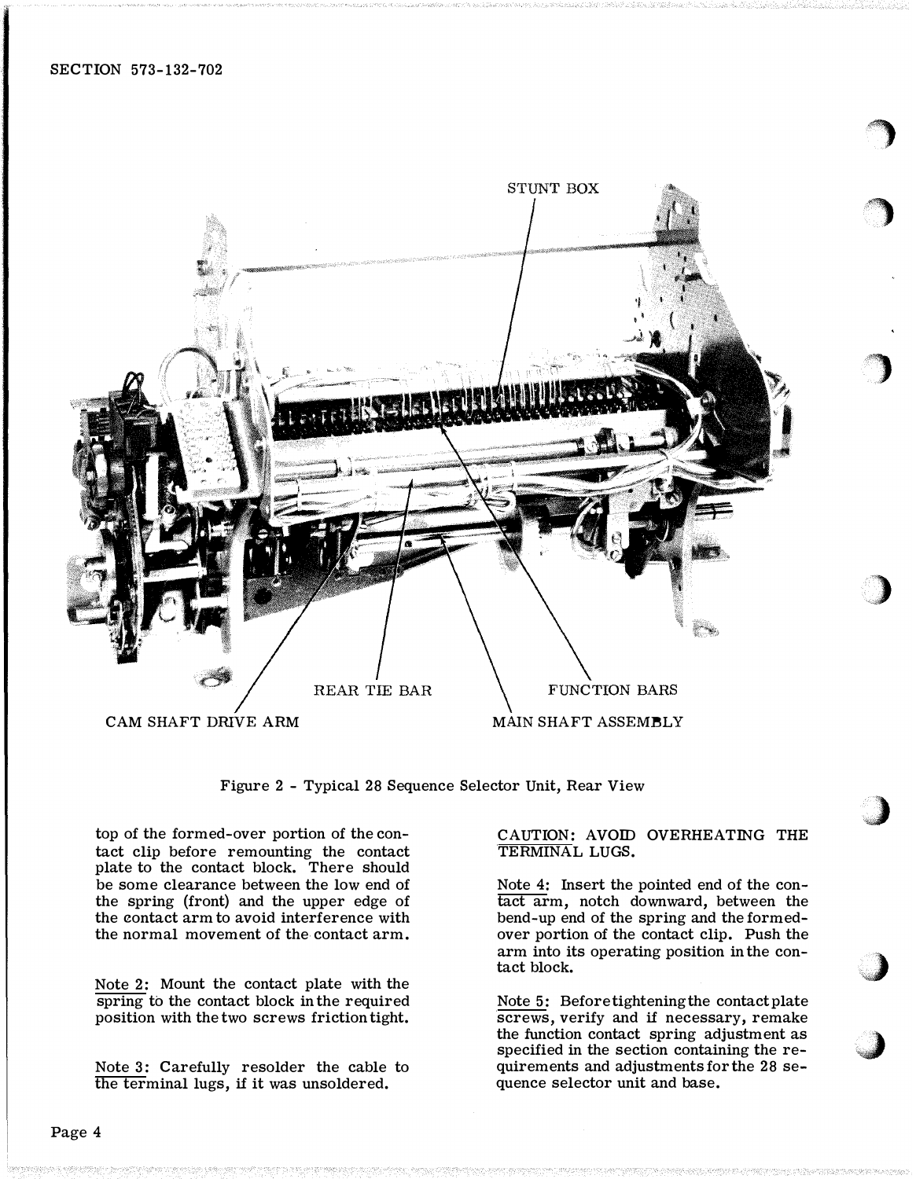Figure 2 - Typical 28 Sequence Selector Unit, Rear View

top of the formed-over portion of the contact clip before remounting the contact plate to the contact block. There should be some clearance between the low end of the spring (front) and the upper edge of the contact arm to avoid interference with the normal movement of the contact arm.

Note 2: Mount the contact plate with the spring to the contact block in the required position with the two screws friction tight.

Note 3: Carefully resolder the cable to the terminal lugs, if it was unsoldered.

CAUTION: AVOID OVERHEATING THE TERMINAL LUGS.

Note 4: Insert the pointed end of the contact arm, notch downward, between the bend-up end of the spring and the formed-over portion of the contact clip. Push the arm into its operating position in the contact block.

Note 5: Before tightening the contact plate screws, verify and if necessary, remake the function contact spring adjustment as specified in the section containing the requirements and adjustments for the 28 sequence selector unit and base.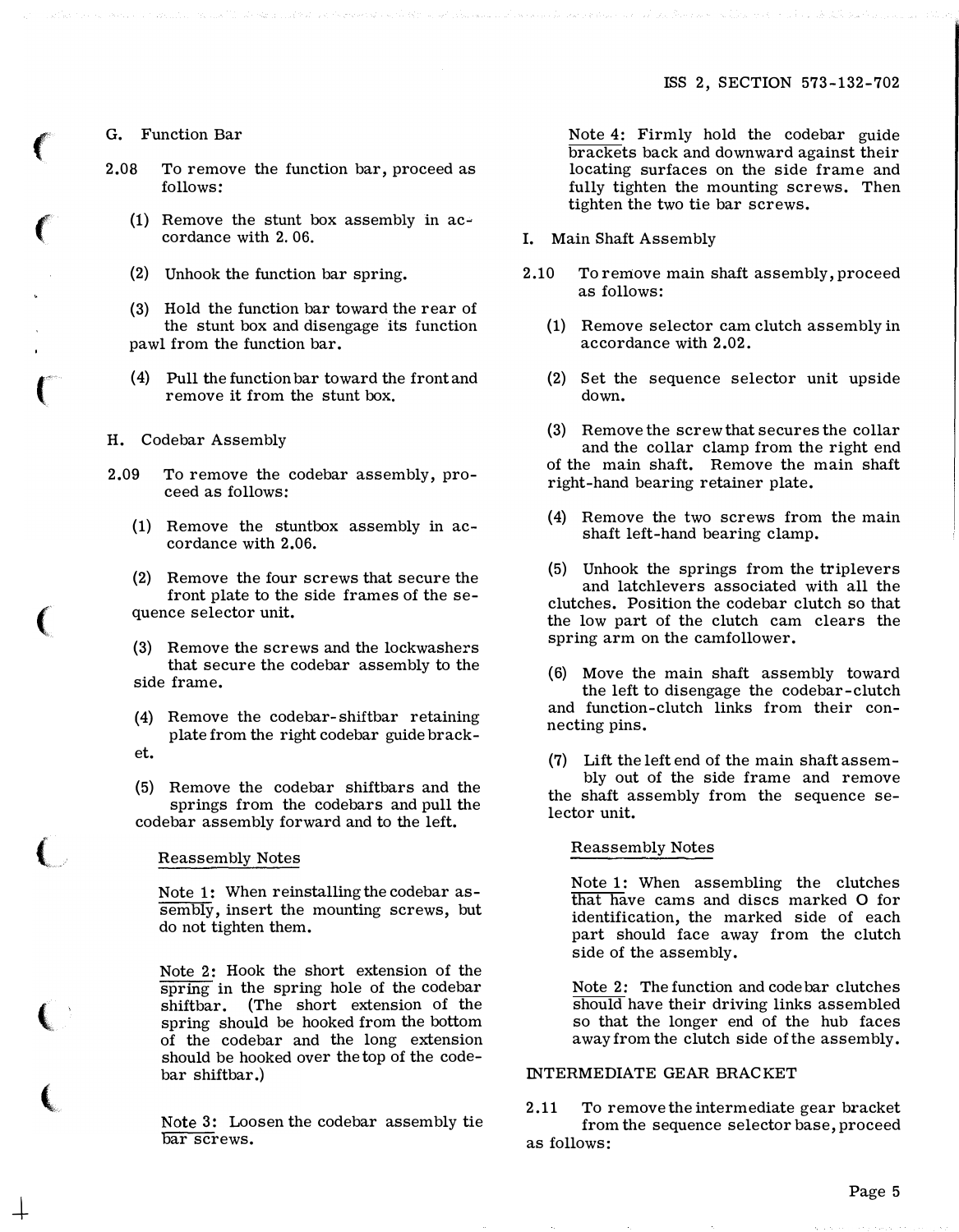G. Function Bar

2.08 To remove the function bar, proceed as follows:

(1) Remove the stunt box assembly in accordance with 2.06.

(2) Unhook the function bar spring.

(3) Hold the function bar toward the rear of the stunt box and disengage its function pawl from the function bar.

(4) Pull the function bar toward the front and remove it from the stunt box.

H. Codebar Assembly

2.09 To remove the codebar assembly, proceed as follows:

(1) Remove the stuntbox assembly in accordance with 2.06.

(2) Remove the four screws that secure the front plate to the side frames of the sequence selector unit.

(3) Remove the screws and the lockwashers that secure the codebar assembly to the side frame.

(4) Remove the codebar-shiftbar retaining plate from the right codebar guide bracket.

(5) Remove the codebar shiftbars and the springs from the codebars and pull the codebar assembly forward and to the left.

Reassembly Notes

Note 1: When reinstalling the codebar assembly, insert the mounting screws, but do not tighten them.

Note 2: Hook the short extension of the spring in the spring hole of the codebar shiftbar. (The short extension of the spring should be hooked from the bottom of the codebar and the long extension should be hooked over the top of the codebar shiftbar.)

Note 3: Loosen the codebar assembly tie bar screws.

Note 4: Firmly hold the codebar guide brackets back and downward against their locating surfaces on the side frame and fully tighten the mounting screws. Then tighten the two tie bar screws.

I. Main Shaft Assembly

2.10 To remove main shaft assembly, proceed as follows:

(1) Remove selector cam clutch assembly in accordance with 2.02.

(2) Set the sequence selector unit upside down.

(3) Remove the screw that secures the collar and the collar clamp from the right end of the main shaft. Remove the main shaft right-hand bearing retainer plate.

(4) Remove the two screws from the main shaft left-hand bearing clamp.

(5) Unhook the springs from the triplevers and latchlevers associated with all the clutches. Position the codebar clutch so that the low part of the clutch cam clears the spring arm on the camfollower.

(6) Move the main shaft assembly toward the left to disengage the codebar-clutch and function-clutch links from their connecting pins.

(7) Lift the left end of the main shaft assembly out of the side frame and remove the shaft assembly from the sequence selector unit.

Reassembly Notes

Note 1: When assembling the clutches that have cams and discs marked O for identification, the marked side of each part should face away from the clutch side of the assembly.

Note 2: The function and codebar clutches should have their driving links assembled so that the longer end of the hub faces away from the clutch side of the assembly.

INTERMEDIATE GEAR BRACKET

2.11 To remove the intermediate gear bracket from the sequence selector base, proceed as follows: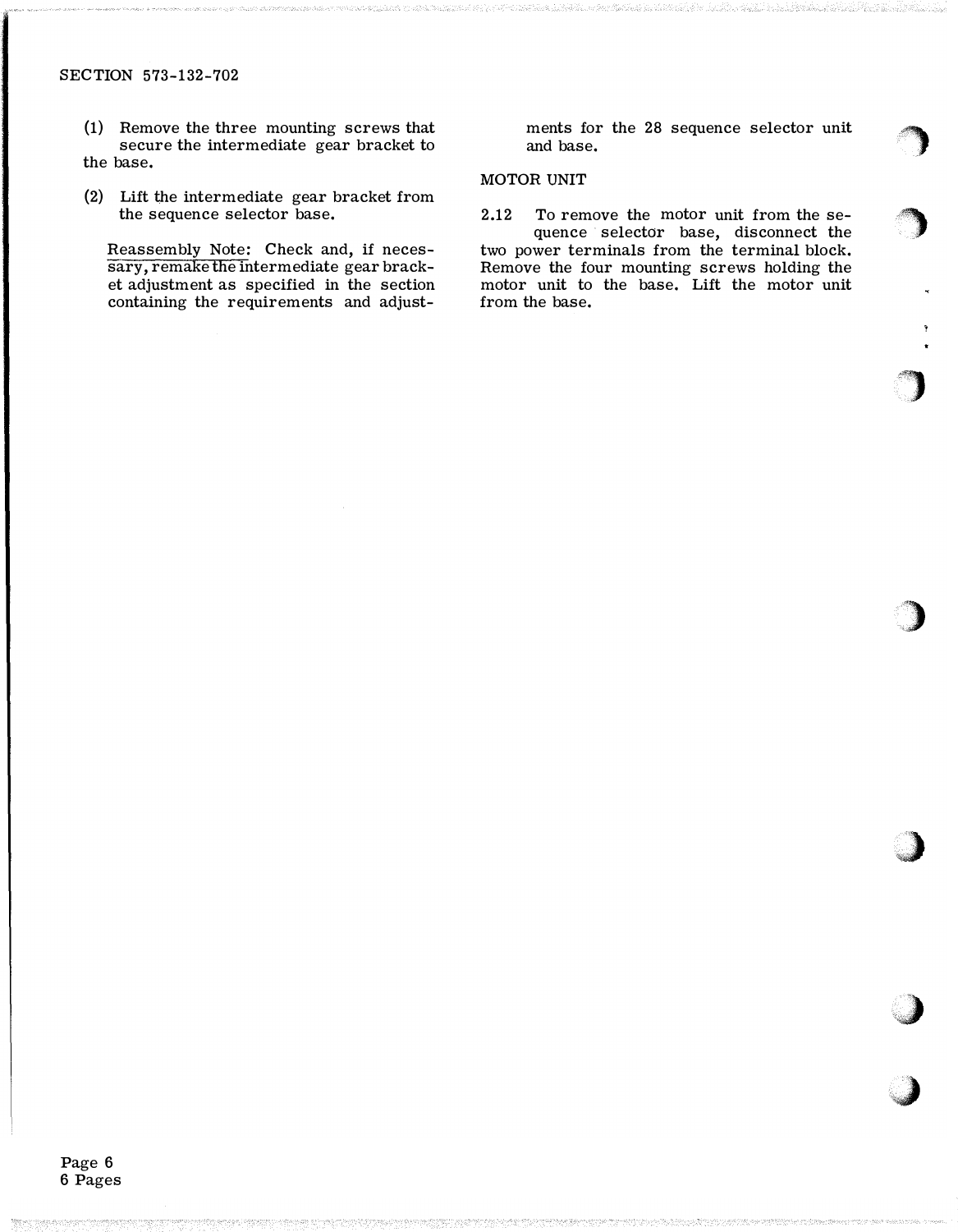(1) Remove the three mounting screws that secure the intermediate gear bracket to the base.

(2) Lift the intermediate gear bracket from the sequence selector base.

Reassembly Note: Check and, if necessary, remake the intermediate gear bracket adjustment as specified in the section containing the requirements and adjustments for the 28 sequence selector unit and base.

MOTOR UNIT

2.12 To remove the motor unit from the sequence selector base, disconnect the two power terminals from the terminal block. Remove the four mounting screws holding the motor unit to the base. Lift the motor unit from the base.